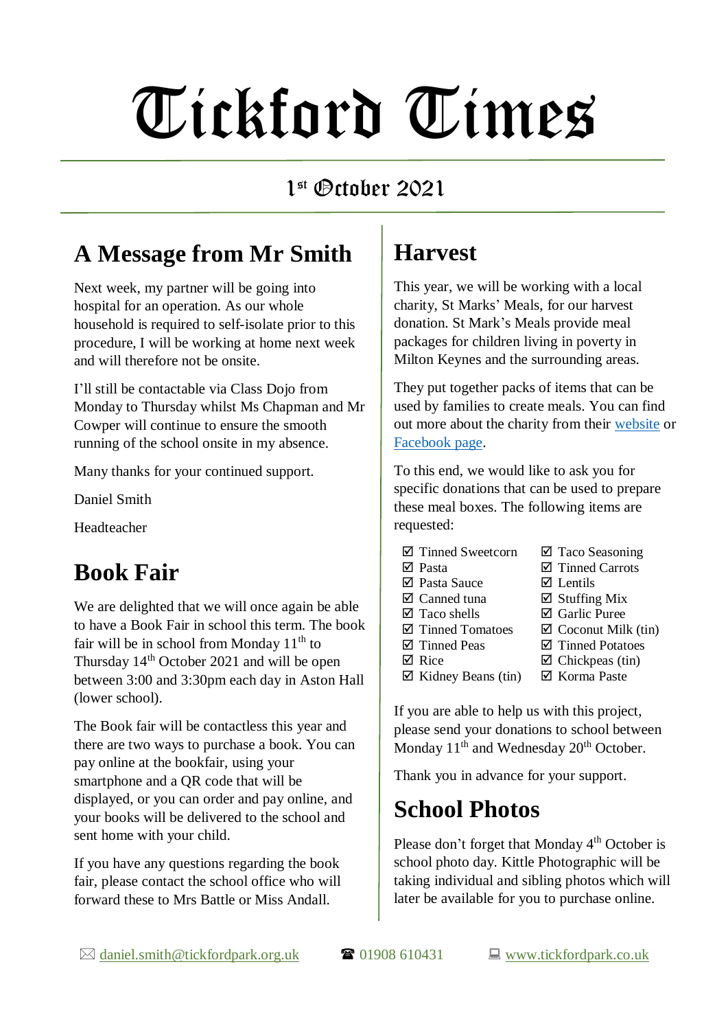# Tickford Times

1st October 2021

## A Message from Mr Smith

Next week, my partner will be going into hospital for an operation. As our whole household is required to self-isolate prior to this procedure, I will be working at home next week and will therefore not be onsite.

I'll still be contactable via Class Dojo from Monday to Thursday whilst Ms Chapman and Mr Cowper will continue to ensure the smooth running of the school onsite in my absence.

Many thanks for your continued support.

Daniel Smith

Headteacher

## Book Fair

We are delighted that we will once again be able to have a Book Fair in school this term. The book fair will be in school from Monday 11th to Thursday 14th October 2021 and will be open between 3:00 and 3:30pm each day in Aston Hall (lower school).

The Book fair will be contactless this year and there are two ways to purchase a book. You can pay online at the bookfair, using your smartphone and a QR code that will be displayed, or you can order and pay online, and your books will be delivered to the school and sent home with your child.

If you have any questions regarding the book fair, please contact the school office who will forward these to Mrs Battle or Miss Andall.

## Harvest

This year, we will be working with a local charity, St Marks' Meals, for our harvest donation. St Mark's Meals provide meal packages for children living in poverty in Milton Keynes and the surrounding areas.

They put together packs of items that can be used by families to create meals. You can find out more about the charity from their website or Facebook page.

To this end, we would like to ask you for specific donations that can be used to prepare these meal boxes. The following items are requested:

- ☑ Tinned Sweetcorn
- ☑ Pasta
- ☑ Pasta Sauce
- ☑ Canned tuna
- ☑ Taco shells
- ☑ Tinned Tomatoes
- ☑ Tinned Peas
- ☑ Rice
- ☑ Kidney Beans (tin)
- ☑ Taco Seasoning
- ☑ Tinned Carrots
- ☑ Lentils
- ☑ Stuffing Mix
- ☑ Garlic Puree
- ☑ Coconut Milk (tin)
- ☑ Tinned Potatoes
- ☑ Chickpeas (tin)
- ☑ Korma Paste

If you are able to help us with this project, please send your donations to school between Monday 11th and Wednesday 20th October.

Thank you in advance for your support.

## School Photos

Please don't forget that Monday 4th October is school photo day. Kittle Photographic will be taking individual and sibling photos which will later be available for you to purchase online.

✉ daniel.smith@tickfordpark.org.uk ☎ 01908 610431 💻 www.tickfordpark.co.uk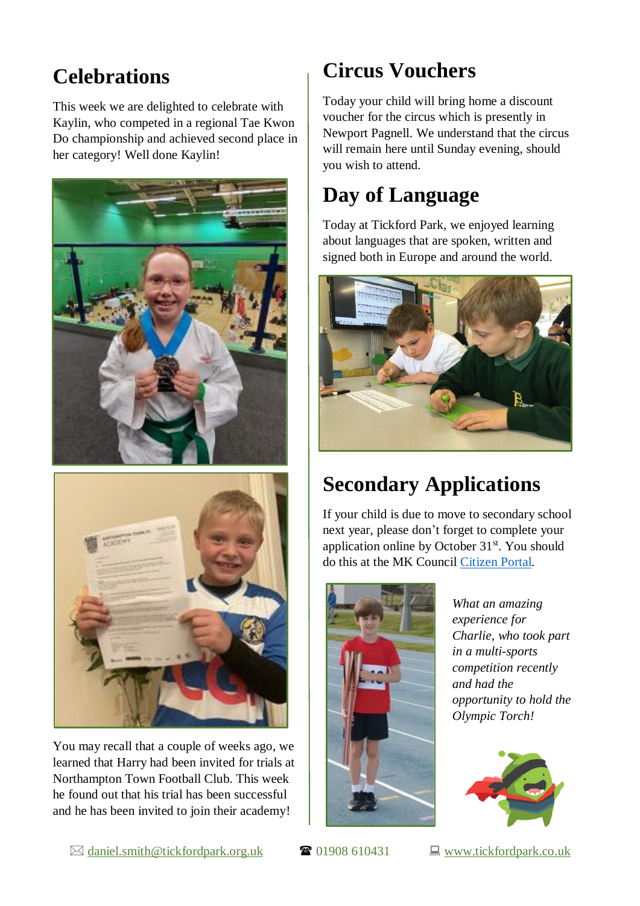## Celebrations

This week we are delighted to celebrate with Kaylin, who competed in a regional Tae Kwon Do championship and achieved second place in her category! Well done Kaylin!

You may recall that a couple of weeks ago, we learned that Harry had been invited for trials at Northampton Town Football Club. This week he found out that his trial has been successful and he has been invited to join their academy!

## Circus Vouchers

Today your child will bring home a discount voucher for the circus which is presently in Newport Pagnell. We understand that the circus will remain here until Sunday evening, should you wish to attend.

## Day of Language

Today at Tickford Park, we enjoyed learning about languages that are spoken, written and signed both in Europe and around the world.

## Secondary Applications

If your child is due to move to secondary school next year, please don't forget to complete your application online by October 31st. You should do this at the MK Council [Citizen Portal](Citizen Portal).

*What an amazing experience for Charlie, who took part in a multi-sports competition recently and had the opportunity to hold the Olympic Torch!*

✉ daniel.smith@tickfordpark.org.uk ☎ 01908 610431 💻 www.tickfordpark.co.uk